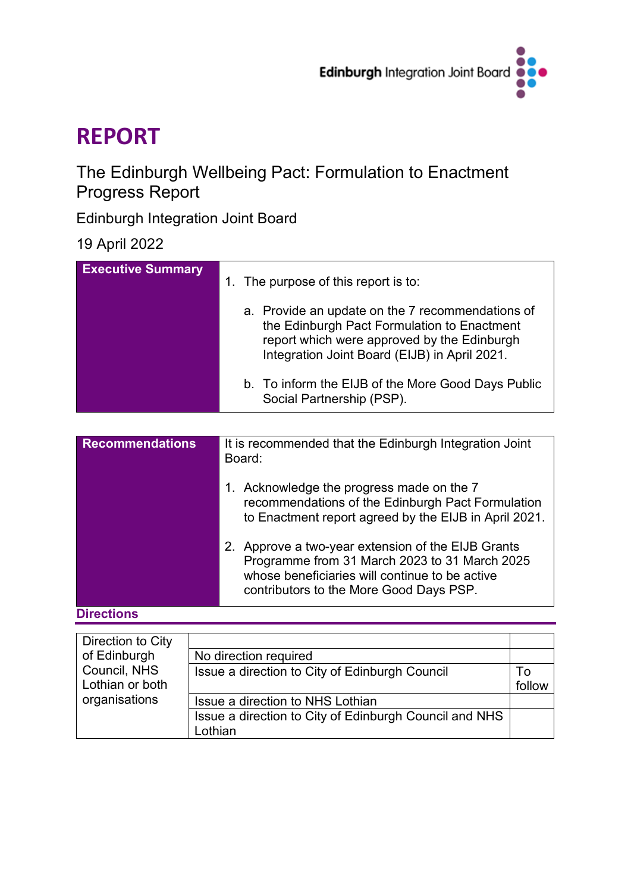Edinburgh Integration Joint Board

# REPORT

## The Edinburgh Wellbeing Pact: Formulation to Enactment Progress Report

Edinburgh Integration Joint Board

19 April 2022

| Executive Summary | |
|---|---|
| | 1. The purpose of this report is to:<br><br>a. Provide an update on the 7 recommendations of the Edinburgh Pact Formulation to Enactment report which were approved by the Edinburgh Integration Joint Board (EIJB) in April 2021.<br><br>b. To inform the EIJB of the More Good Days Public Social Partnership (PSP). |

| Recommendations | |
|---|---|
| | It is recommended that the Edinburgh Integration Joint Board:<br><br>1. Acknowledge the progress made on the 7 recommendations of the Edinburgh Pact Formulation to Enactment report agreed by the EIJB in April 2021.<br><br>2. Approve a two-year extension of the EIJB Grants Programme from 31 March 2023 to 31 March 2025 whose beneficiaries will continue to be active contributors to the More Good Days PSP. |

### Directions

| Direction to City of Edinburgh Council, NHS Lothian or both organisations | | |
|---|---|---|
| | No direction required | |
| | Issue a direction to City of Edinburgh Council | To follow |
| | Issue a direction to NHS Lothian | |
| | Issue a direction to City of Edinburgh Council and NHS Lothian | |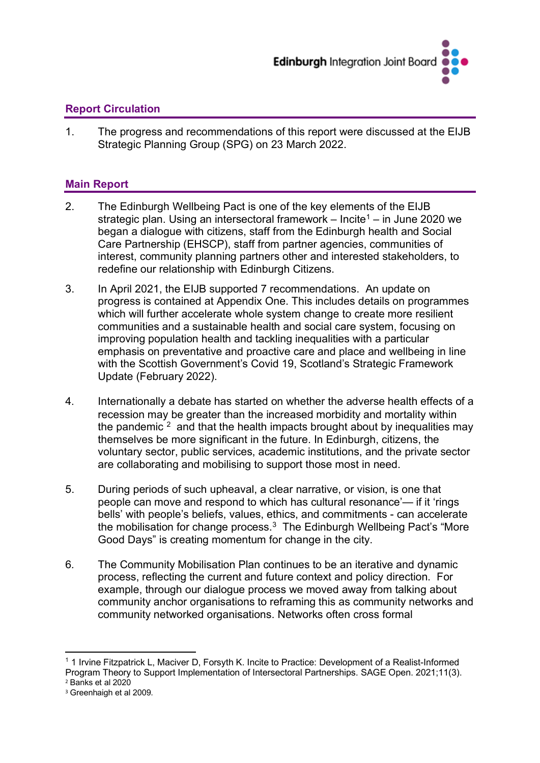## Report Circulation

1. The progress and recommendations of this report were discussed at the EIJB Strategic Planning Group (SPG) on 23 March 2022.

## Main Report

2. The Edinburgh Wellbeing Pact is one of the key elements of the EIJB strategic plan. Using an intersectoral framework – Incite[1] – in June 2020 we began a dialogue with citizens, staff from the Edinburgh health and Social Care Partnership (EHSCP), staff from partner agencies, communities of interest, community planning partners other and interested stakeholders, to redefine our relationship with Edinburgh Citizens.

3. In April 2021, the EIJB supported 7 recommendations. An update on progress is contained at Appendix One. This includes details on programmes which will further accelerate whole system change to create more resilient communities and a sustainable health and social care system, focusing on improving population health and tackling inequalities with a particular emphasis on preventative and proactive care and place and wellbeing in line with the Scottish Government's Covid 19, Scotland's Strategic Framework Update (February 2022).

4. Internationally a debate has started on whether the adverse health effects of a recession may be greater than the increased morbidity and mortality within the pandemic [2] and that the health impacts brought about by inequalities may themselves be more significant in the future. In Edinburgh, citizens, the voluntary sector, public services, academic institutions, and the private sector are collaborating and mobilising to support those most in need.

5. During periods of such upheaval, a clear narrative, or vision, is one that people can move and respond to which has cultural resonance'— if it 'rings bells' with people's beliefs, values, ethics, and commitments - can accelerate the mobilisation for change process.[3] The Edinburgh Wellbeing Pact's "More Good Days" is creating momentum for change in the city.

6. The Community Mobilisation Plan continues to be an iterative and dynamic process, reflecting the current and future context and policy direction. For example, through our dialogue process we moved away from talking about community anchor organisations to reframing this as community networks and community networked organisations. Networks often cross formal

---

[1] 1 Irvine Fitzpatrick L, Maciver D, Forsyth K. Incite to Practice: Development of a Realist-Informed Program Theory to Support Implementation of Intersectoral Partnerships. SAGE Open. 2021;11(3).

[2] Banks et al 2020

[3] Greenhaigh et al 2009.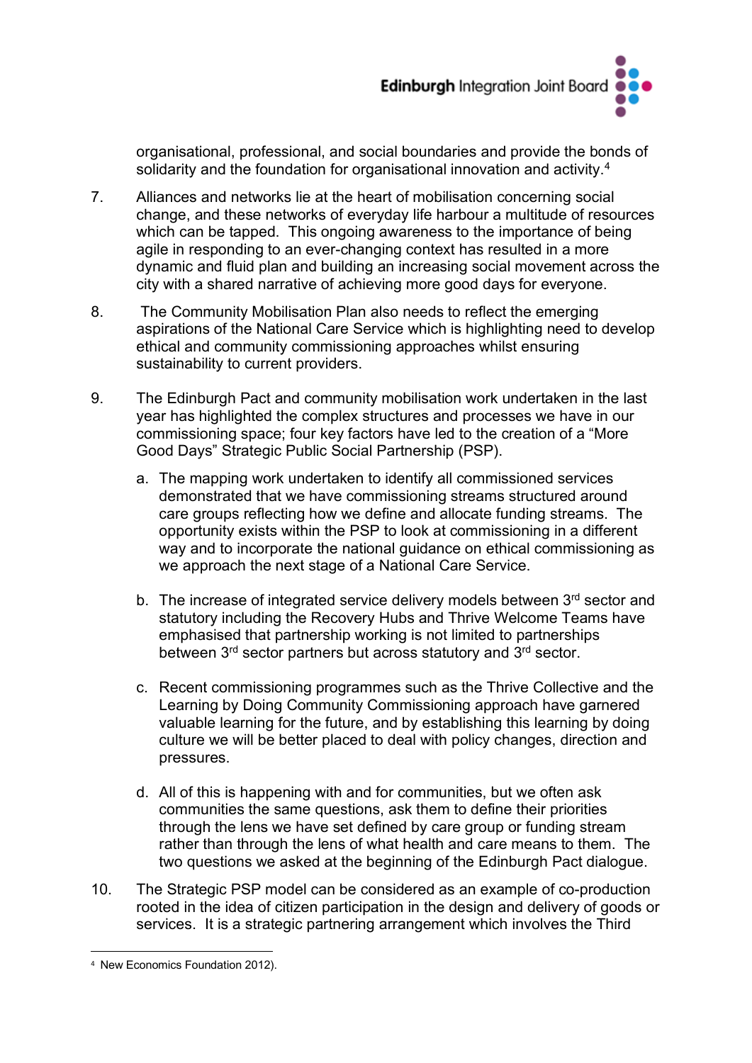organisational, professional, and social boundaries and provide the bonds of solidarity and the foundation for organisational innovation and activity.[4]

7. Alliances and networks lie at the heart of mobilisation concerning social change, and these networks of everyday life harbour a multitude of resources which can be tapped. This ongoing awareness to the importance of being agile in responding to an ever-changing context has resulted in a more dynamic and fluid plan and building an increasing social movement across the city with a shared narrative of achieving more good days for everyone.

8. The Community Mobilisation Plan also needs to reflect the emerging aspirations of the National Care Service which is highlighting need to develop ethical and community commissioning approaches whilst ensuring sustainability to current providers.

9. The Edinburgh Pact and community mobilisation work undertaken in the last year has highlighted the complex structures and processes we have in our commissioning space; four key factors have led to the creation of a "More Good Days" Strategic Public Social Partnership (PSP).

   a. The mapping work undertaken to identify all commissioned services demonstrated that we have commissioning streams structured around care groups reflecting how we define and allocate funding streams. The opportunity exists within the PSP to look at commissioning in a different way and to incorporate the national guidance on ethical commissioning as we approach the next stage of a National Care Service.

   b. The increase of integrated service delivery models between 3rd sector and statutory including the Recovery Hubs and Thrive Welcome Teams have emphasised that partnership working is not limited to partnerships between 3rd sector partners but across statutory and 3rd sector.

   c. Recent commissioning programmes such as the Thrive Collective and the Learning by Doing Community Commissioning approach have garnered valuable learning for the future, and by establishing this learning by doing culture we will be better placed to deal with policy changes, direction and pressures.

   d. All of this is happening with and for communities, but we often ask communities the same questions, ask them to define their priorities through the lens we have set defined by care group or funding stream rather than through the lens of what health and care means to them. The two questions we asked at the beginning of the Edinburgh Pact dialogue.

10. The Strategic PSP model can be considered as an example of co-production rooted in the idea of citizen participation in the design and delivery of goods or services. It is a strategic partnering arrangement which involves the Third

---

[4] New Economics Foundation 2012).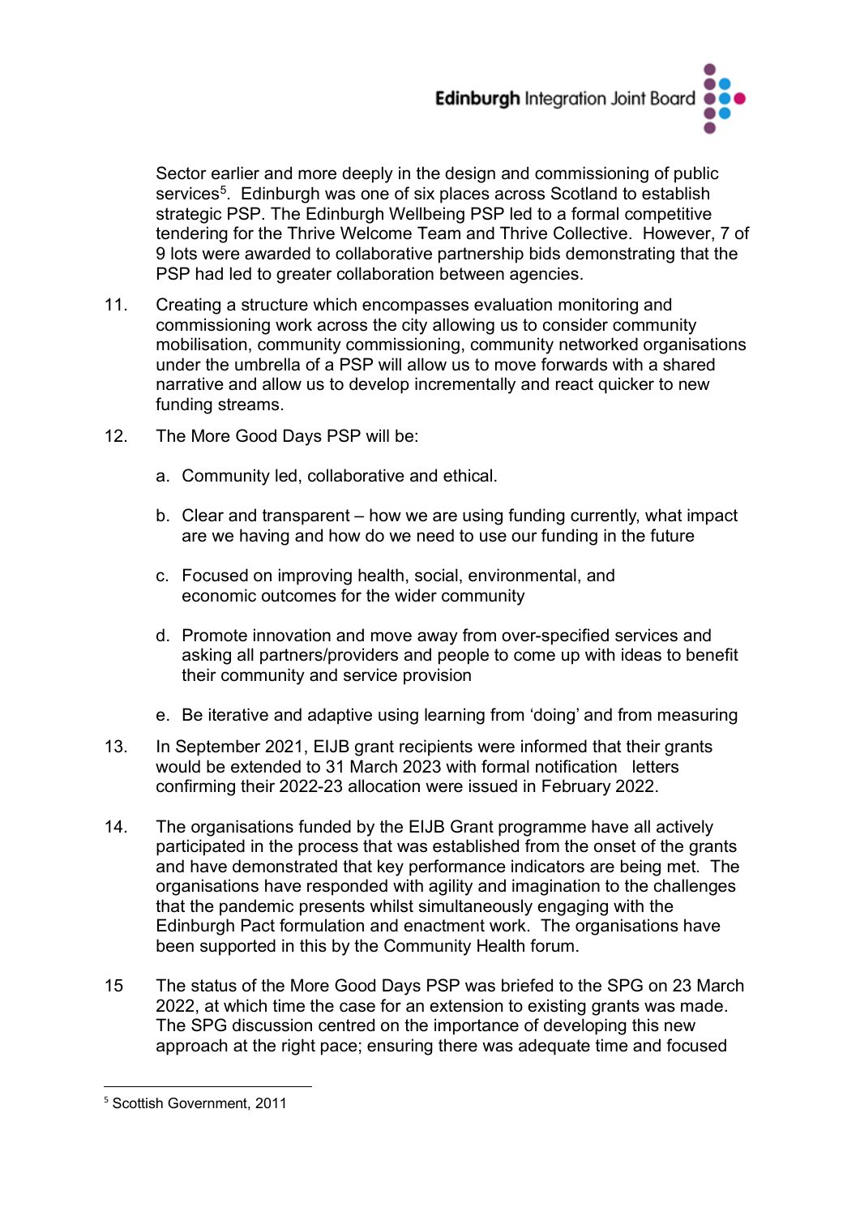Sector earlier and more deeply in the design and commissioning of public services[5]. Edinburgh was one of six places across Scotland to establish strategic PSP. The Edinburgh Wellbeing PSP led to a formal competitive tendering for the Thrive Welcome Team and Thrive Collective. However, 7 of 9 lots were awarded to collaborative partnership bids demonstrating that the PSP had led to greater collaboration between agencies.

11. Creating a structure which encompasses evaluation monitoring and commissioning work across the city allowing us to consider community mobilisation, community commissioning, community networked organisations under the umbrella of a PSP will allow us to move forwards with a shared narrative and allow us to develop incrementally and react quicker to new funding streams.

12. The More Good Days PSP will be:

    a. Community led, collaborative and ethical.

    b. Clear and transparent – how we are using funding currently, what impact are we having and how do we need to use our funding in the future

    c. Focused on improving health, social, environmental, and economic outcomes for the wider community

    d. Promote innovation and move away from over-specified services and asking all partners/providers and people to come up with ideas to benefit their community and service provision

    e. Be iterative and adaptive using learning from 'doing' and from measuring

13. In September 2021, EIJB grant recipients were informed that their grants would be extended to 31 March 2023 with formal notification letters confirming their 2022-23 allocation were issued in February 2022.

14. The organisations funded by the EIJB Grant programme have all actively participated in the process that was established from the onset of the grants and have demonstrated that key performance indicators are being met. The organisations have responded with agility and imagination to the challenges that the pandemic presents whilst simultaneously engaging with the Edinburgh Pact formulation and enactment work. The organisations have been supported in this by the Community Health forum.

15. The status of the More Good Days PSP was briefed to the SPG on 23 March 2022, at which time the case for an extension to existing grants was made. The SPG discussion centred on the importance of developing this new approach at the right pace; ensuring there was adequate time and focused

[5] Scottish Government, 2011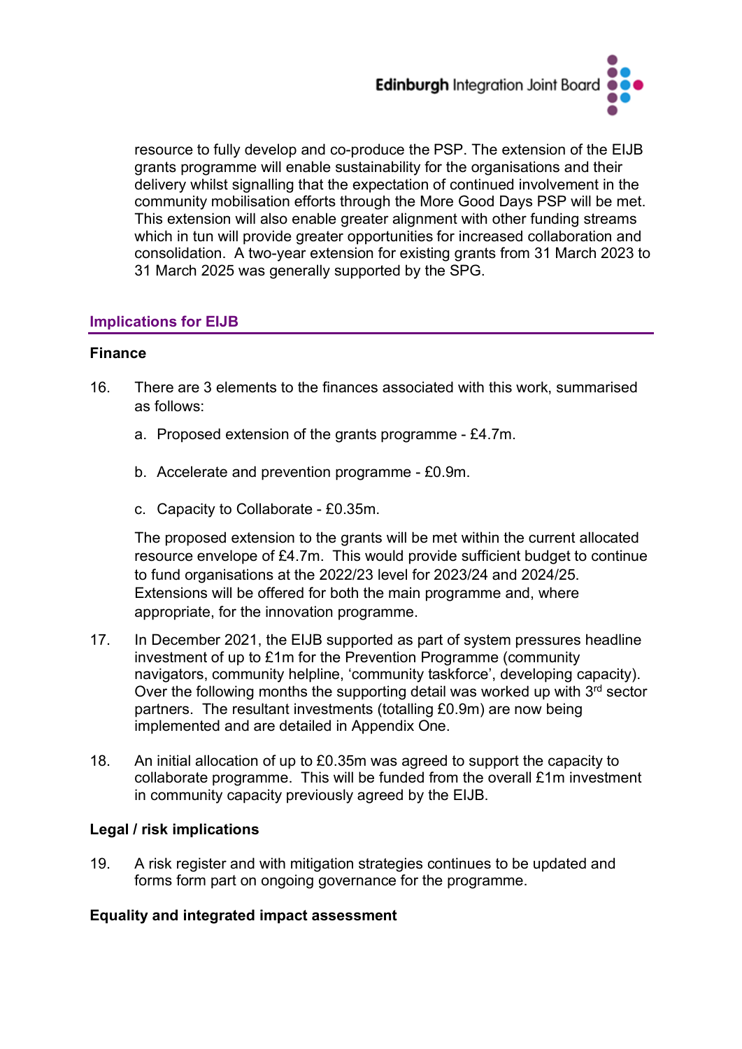resource to fully develop and co-produce the PSP. The extension of the EIJB grants programme will enable sustainability for the organisations and their delivery whilst signalling that the expectation of continued involvement in the community mobilisation efforts through the More Good Days PSP will be met. This extension will also enable greater alignment with other funding streams which in turn will provide greater opportunities for increased collaboration and consolidation. A two-year extension for existing grants from 31 March 2023 to 31 March 2025 was generally supported by the SPG.

## Implications for EIJB

### Finance

16. There are 3 elements to the finances associated with this work, summarised as follows:

    a. Proposed extension of the grants programme - £4.7m.

    b. Accelerate and prevention programme - £0.9m.

    c. Capacity to Collaborate - £0.35m.

    The proposed extension to the grants will be met within the current allocated resource envelope of £4.7m. This would provide sufficient budget to continue to fund organisations at the 2022/23 level for 2023/24 and 2024/25. Extensions will be offered for both the main programme and, where appropriate, for the innovation programme.

17. In December 2021, the EIJB supported as part of system pressures headline investment of up to £1m for the Prevention Programme (community navigators, community helpline, 'community taskforce', developing capacity). Over the following months the supporting detail was worked up with 3rd sector partners. The resultant investments (totalling £0.9m) are now being implemented and are detailed in Appendix One.

18. An initial allocation of up to £0.35m was agreed to support the capacity to collaborate programme. This will be funded from the overall £1m investment in community capacity previously agreed by the EIJB.

### Legal / risk implications

19. A risk register and with mitigation strategies continues to be updated and forms form part on ongoing governance for the programme.

### Equality and integrated impact assessment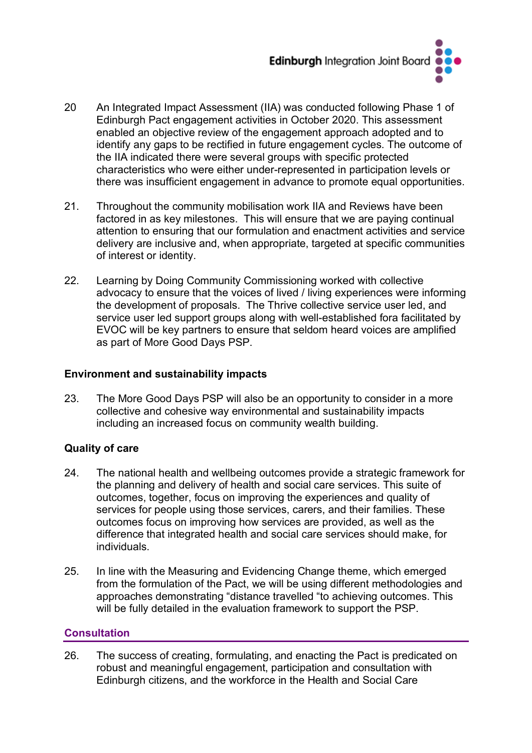20 An Integrated Impact Assessment (IIA) was conducted following Phase 1 of Edinburgh Pact engagement activities in October 2020. This assessment enabled an objective review of the engagement approach adopted and to identify any gaps to be rectified in future engagement cycles. The outcome of the IIA indicated there were several groups with specific protected characteristics who were either under-represented in participation levels or there was insufficient engagement in advance to promote equal opportunities.

21. Throughout the community mobilisation work IIA and Reviews have been factored in as key milestones. This will ensure that we are paying continual attention to ensuring that our formulation and enactment activities and service delivery are inclusive and, when appropriate, targeted at specific communities of interest or identity.

22. Learning by Doing Community Commissioning worked with collective advocacy to ensure that the voices of lived / living experiences were informing the development of proposals. The Thrive collective service user led, and service user led support groups along with well-established fora facilitated by EVOC will be key partners to ensure that seldom heard voices are amplified as part of More Good Days PSP.

**Environment and sustainability impacts**

23. The More Good Days PSP will also be an opportunity to consider in a more collective and cohesive way environmental and sustainability impacts including an increased focus on community wealth building.

**Quality of care**

24. The national health and wellbeing outcomes provide a strategic framework for the planning and delivery of health and social care services. This suite of outcomes, together, focus on improving the experiences and quality of services for people using those services, carers, and their families. These outcomes focus on improving how services are provided, as well as the difference that integrated health and social care services should make, for individuals.

25. In line with the Measuring and Evidencing Change theme, which emerged from the formulation of the Pact, we will be using different methodologies and approaches demonstrating "distance travelled "to achieving outcomes. This will be fully detailed in the evaluation framework to support the PSP.

## Consultation

26. The success of creating, formulating, and enacting the Pact is predicated on robust and meaningful engagement, participation and consultation with Edinburgh citizens, and the workforce in the Health and Social Care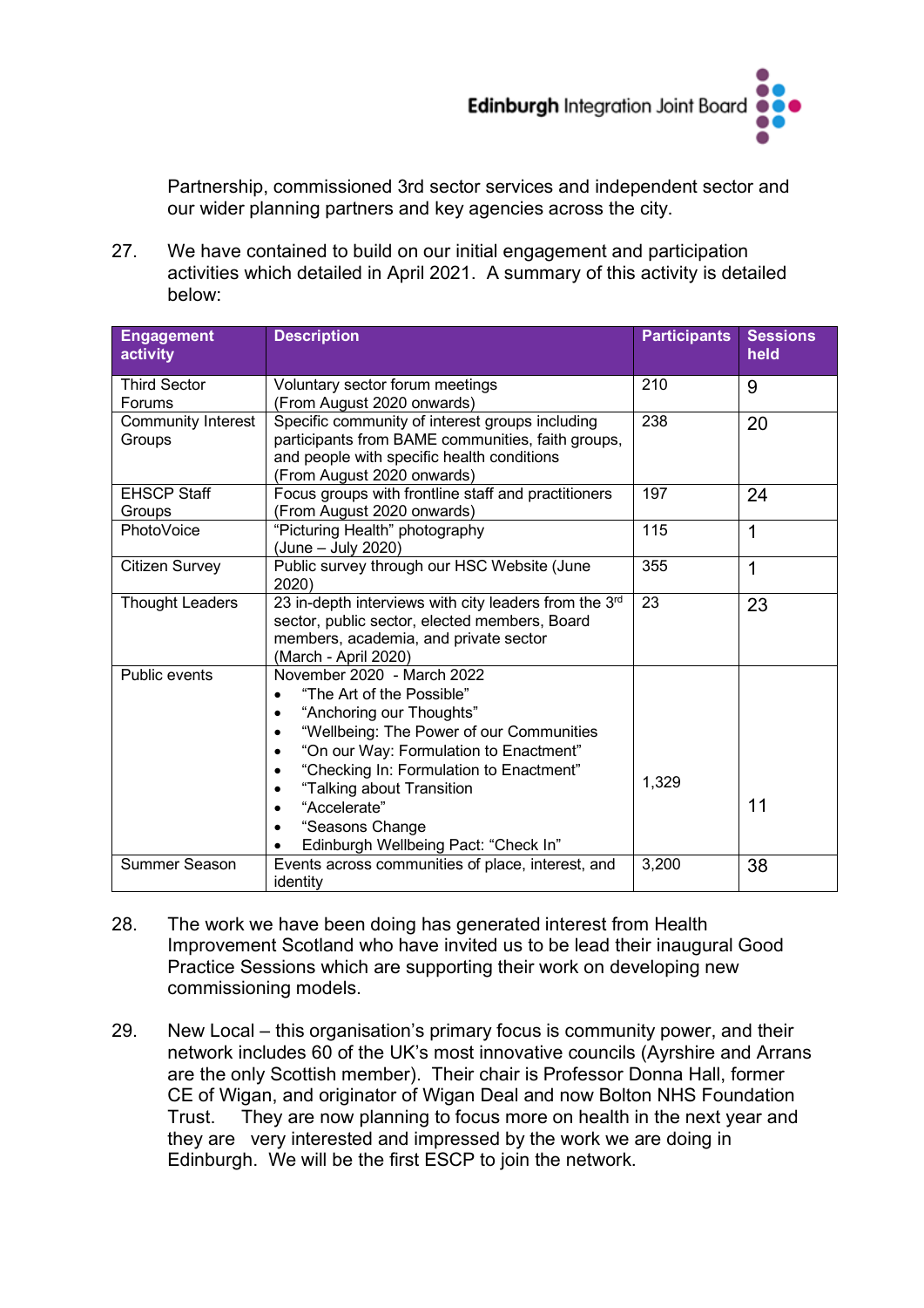Partnership, commissioned 3rd sector services and independent sector and our wider planning partners and key agencies across the city.

27. We have contained to build on our initial engagement and participation activities which detailed in April 2021. A summary of this activity is detailed below:

| Engagement activity | Description | Participants | Sessions held |
|---|---|---|---|
| Third Sector Forums | Voluntary sector forum meetings (From August 2020 onwards) | 210 | 9 |
| Community Interest Groups | Specific community of interest groups including participants from BAME communities, faith groups, and people with specific health conditions (From August 2020 onwards) | 238 | 20 |
| EHSCP Staff Groups | Focus groups with frontline staff and practitioners (From August 2020 onwards) | 197 | 24 |
| PhotoVoice | "Picturing Health" photography (June – July 2020) | 115 | 1 |
| Citizen Survey | Public survey through our HSC Website (June 2020) | 355 | 1 |
| Thought Leaders | 23 in-depth interviews with city leaders from the 3rd sector, public sector, elected members, Board members, academia, and private sector (March - April 2020) | 23 | 23 |
| Public events | November 2020 - March 2022<br>• "The Art of the Possible"<br>• "Anchoring our Thoughts"<br>• "Wellbeing: The Power of our Communities<br>• "On our Way: Formulation to Enactment"<br>• "Checking In: Formulation to Enactment"<br>• "Talking about Transition<br>• "Accelerate"<br>• "Seasons Change<br>• Edinburgh Wellbeing Pact: "Check In" | 1,329 | 11 |
| Summer Season | Events across communities of place, interest, and identity | 3,200 | 38 |

28. The work we have been doing has generated interest from Health Improvement Scotland who have invited us to be lead their inaugural Good Practice Sessions which are supporting their work on developing new commissioning models.

29. New Local – this organisation's primary focus is community power, and their network includes 60 of the UK's most innovative councils (Ayrshire and Arrans are the only Scottish member). Their chair is Professor Donna Hall, former CE of Wigan, and originator of Wigan Deal and now Bolton NHS Foundation Trust. They are now planning to focus more on health in the next year and they are very interested and impressed by the work we are doing in Edinburgh. We will be the first ESCP to join the network.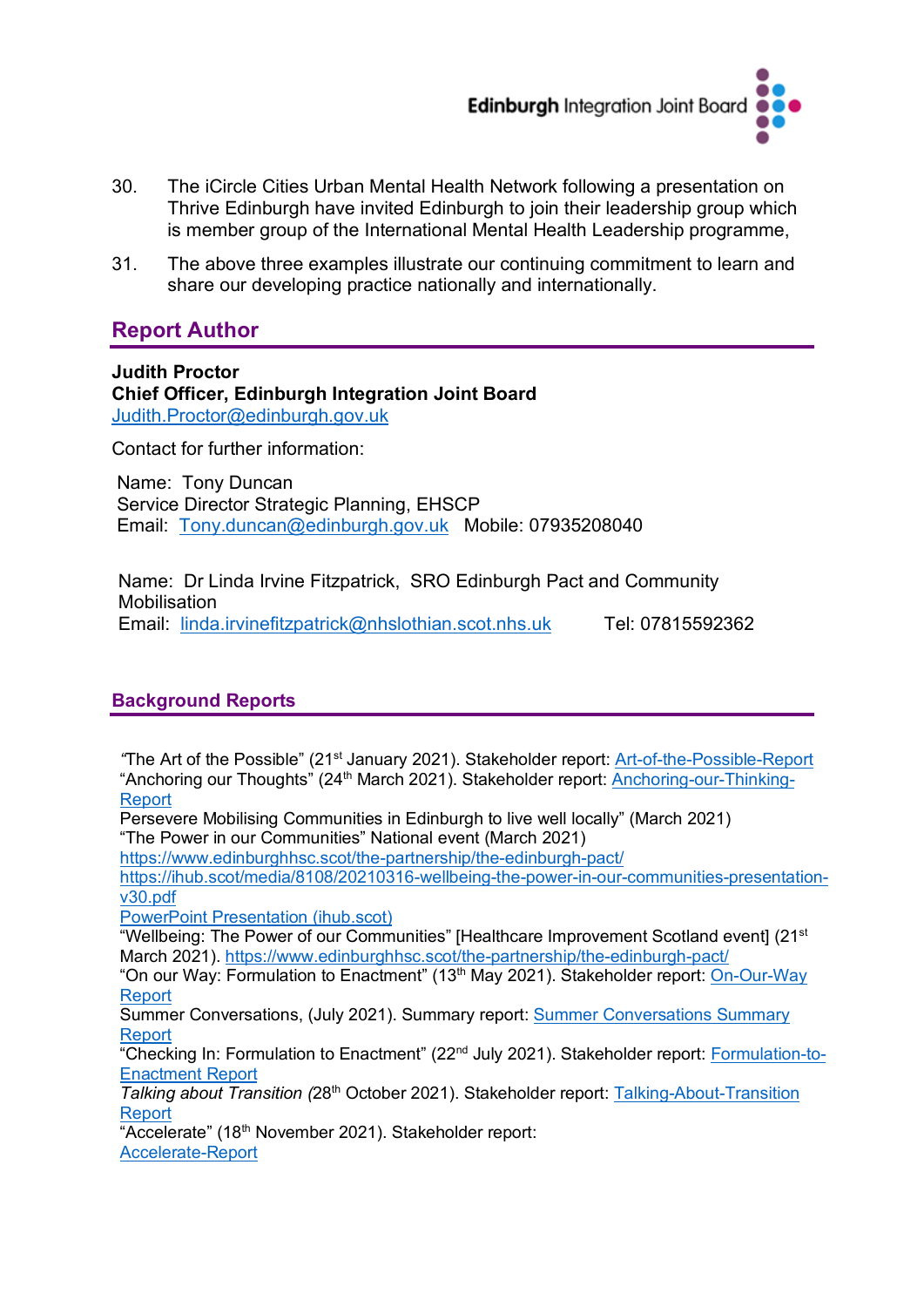30. The iCircle Cities Urban Mental Health Network following a presentation on Thrive Edinburgh have invited Edinburgh to join their leadership group which is member group of the International Mental Health Leadership programme,

31. The above three examples illustrate our continuing commitment to learn and share our developing practice nationally and internationally.

## Report Author

**Judith Proctor**
**Chief Officer, Edinburgh Integration Joint Board**
Judith.Proctor@edinburgh.gov.uk

Contact for further information:

Name: Tony Duncan
Service Director Strategic Planning, EHSCP
Email: Tony.duncan@edinburgh.gov.uk Mobile: 07935208040

Name: Dr Linda Irvine Fitzpatrick, SRO Edinburgh Pact and Community Mobilisation
Email: linda.irvinefitzpatrick@nhslothian.scot.nhs.uk Tel: 07815592362

## Background Reports

"The Art of the Possible" (21st January 2021). Stakeholder report: Art-of-the-Possible-Report
"Anchoring our Thoughts" (24th March 2021). Stakeholder report: Anchoring-our-Thinking-Report
Persevere Mobilising Communities in Edinburgh to live well locally" (March 2021)
"The Power in our Communities" National event (March 2021)
https://www.edinburghhsc.scot/the-partnership/the-edinburgh-pact/
https://ihub.scot/media/8108/20210316-wellbeing-the-power-in-our-communities-presentation-v30.pdf
PowerPoint Presentation (ihub.scot)
"Wellbeing: The Power of our Communities" [Healthcare Improvement Scotland event] (21st March 2021). https://www.edinburghhsc.scot/the-partnership/the-edinburgh-pact/
"On our Way: Formulation to Enactment" (13th May 2021). Stakeholder report: On-Our-Way Report
Summer Conversations, (July 2021). Summary report: Summer Conversations Summary Report
"Checking In: Formulation to Enactment" (22nd July 2021). Stakeholder report: Formulation-to-Enactment Report
*Talking about Transition (*28th October 2021). Stakeholder report: Talking-About-Transition Report
"Accelerate" (18th November 2021). Stakeholder report: Accelerate-Report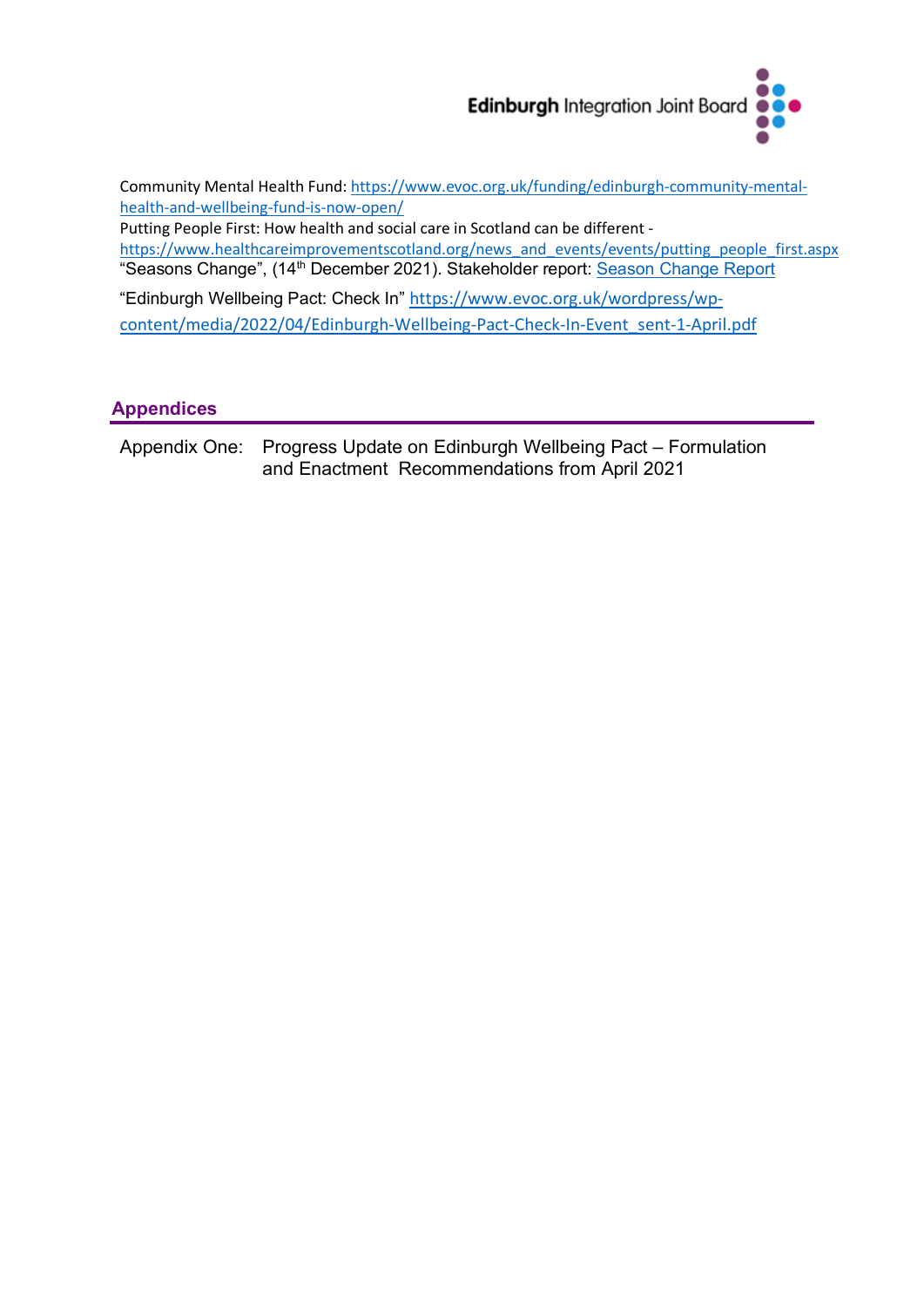Community Mental Health Fund: https://www.evoc.org.uk/funding/edinburgh-community-mental-health-and-wellbeing-fund-is-now-open/

Putting People First: How health and social care in Scotland can be different - https://www.healthcareimprovementscotland.org/news_and_events/events/putting_people_first.aspx

"Seasons Change", (14th December 2021). Stakeholder report: Season Change Report

"Edinburgh Wellbeing Pact: Check In" https://www.evoc.org.uk/wordpress/wp-content/media/2022/04/Edinburgh-Wellbeing-Pact-Check-In-Event_sent-1-April.pdf

## Appendices

Appendix One: Progress Update on Edinburgh Wellbeing Pact – Formulation and Enactment Recommendations from April 2021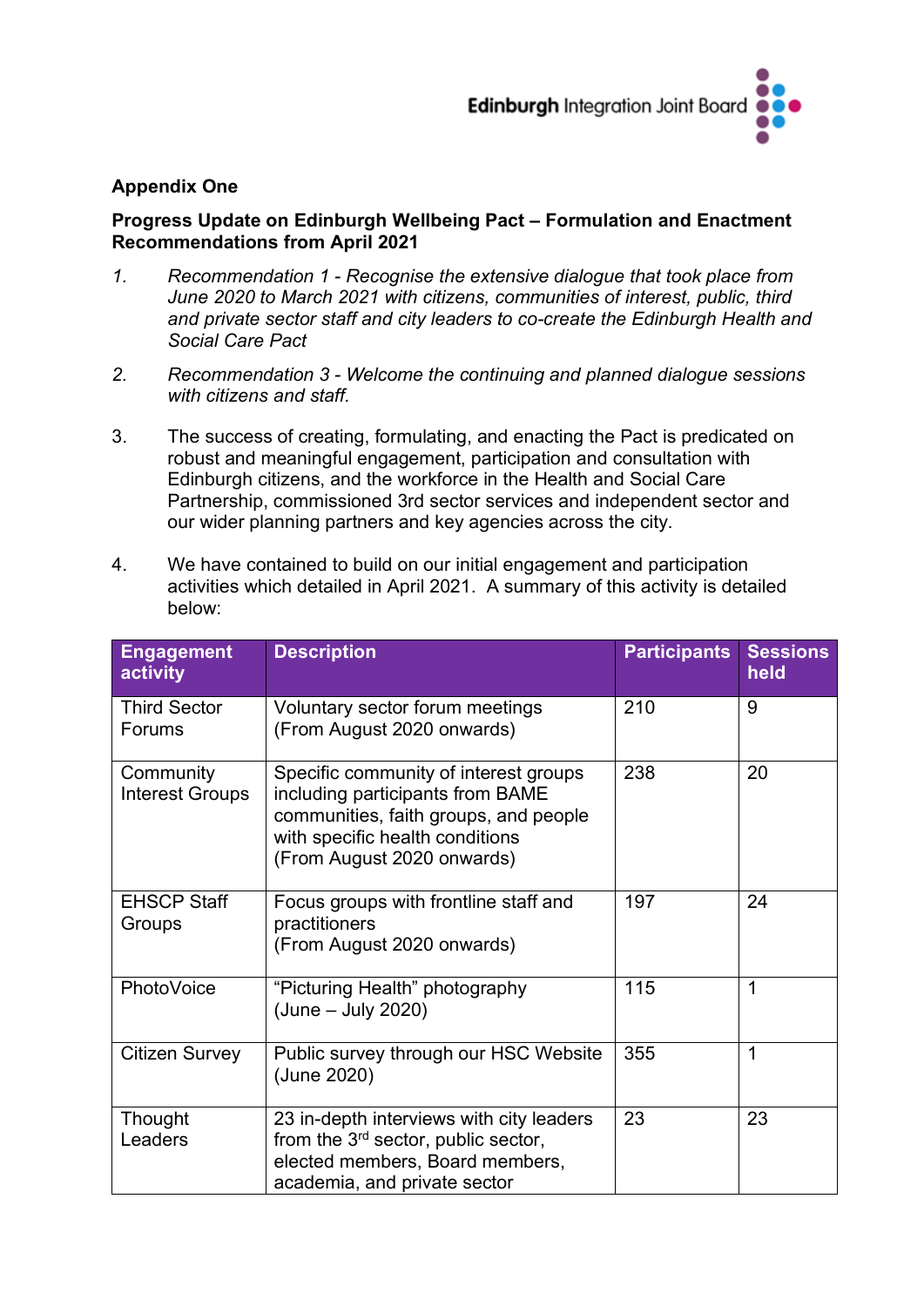**Appendix One**

**Progress Update on Edinburgh Wellbeing Pact – Formulation and Enactment Recommendations from April 2021**

1. *Recommendation 1 - Recognise the extensive dialogue that took place from June 2020 to March 2021 with citizens, communities of interest, public, third and private sector staff and city leaders to co-create the Edinburgh Health and Social Care Pact*

2. *Recommendation 3 - Welcome the continuing and planned dialogue sessions with citizens and staff.*

3. The success of creating, formulating, and enacting the Pact is predicated on robust and meaningful engagement, participation and consultation with Edinburgh citizens, and the workforce in the Health and Social Care Partnership, commissioned 3rd sector services and independent sector and our wider planning partners and key agencies across the city.

4. We have contained to build on our initial engagement and participation activities which detailed in April 2021. A summary of this activity is detailed below:

| Engagement activity | Description | Participants | Sessions held |
|---|---|---|---|
| Third Sector Forums | Voluntary sector forum meetings (From August 2020 onwards) | 210 | 9 |
| Community Interest Groups | Specific community of interest groups including participants from BAME communities, faith groups, and people with specific health conditions (From August 2020 onwards) | 238 | 20 |
| EHSCP Staff Groups | Focus groups with frontline staff and practitioners (From August 2020 onwards) | 197 | 24 |
| PhotoVoice | "Picturing Health" photography (June – July 2020) | 115 | 1 |
| Citizen Survey | Public survey through our HSC Website (June 2020) | 355 | 1 |
| Thought Leaders | 23 in-depth interviews with city leaders from the 3rd sector, public sector, elected members, Board members, academia, and private sector | 23 | 23 |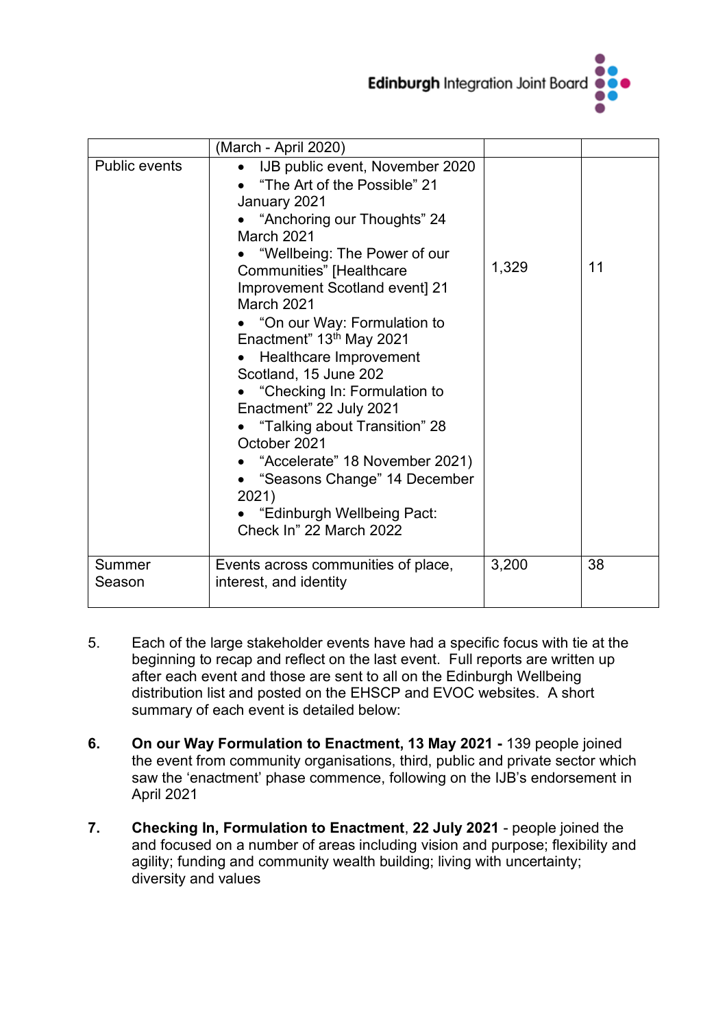|  | (March - April 2020) |  |  |
|---|---|---|---|
| Public events | • IJB public event, November 2020<br>• "The Art of the Possible" 21 January 2021<br>• "Anchoring our Thoughts" 24 March 2021<br>• "Wellbeing: The Power of our Communities" [Healthcare Improvement Scotland event] 21 March 2021<br>• "On our Way: Formulation to Enactment" 13th May 2021<br>• Healthcare Improvement Scotland, 15 June 202<br>• "Checking In: Formulation to Enactment" 22 July 2021<br>• "Talking about Transition" 28 October 2021<br>• "Accelerate" 18 November 2021)<br>• "Seasons Change" 14 December 2021)<br>• "Edinburgh Wellbeing Pact: Check In" 22 March 2022 | 1,329 | 11 |
| Summer Season | Events across communities of place, interest, and identity | 3,200 | 38 |

5. Each of the large stakeholder events have had a specific focus with tie at the beginning to recap and reflect on the last event. Full reports are written up after each event and those are sent to all on the Edinburgh Wellbeing distribution list and posted on the EHSCP and EVOC websites. A short summary of each event is detailed below:

6. **On our Way Formulation to Enactment, 13 May 2021 -** 139 people joined the event from community organisations, third, public and private sector which saw the 'enactment' phase commence, following on the IJB's endorsement in April 2021

7. **Checking In, Formulation to Enactment**, **22 July 2021** - people joined the and focused on a number of areas including vision and purpose; flexibility and agility; funding and community wealth building; living with uncertainty; diversity and values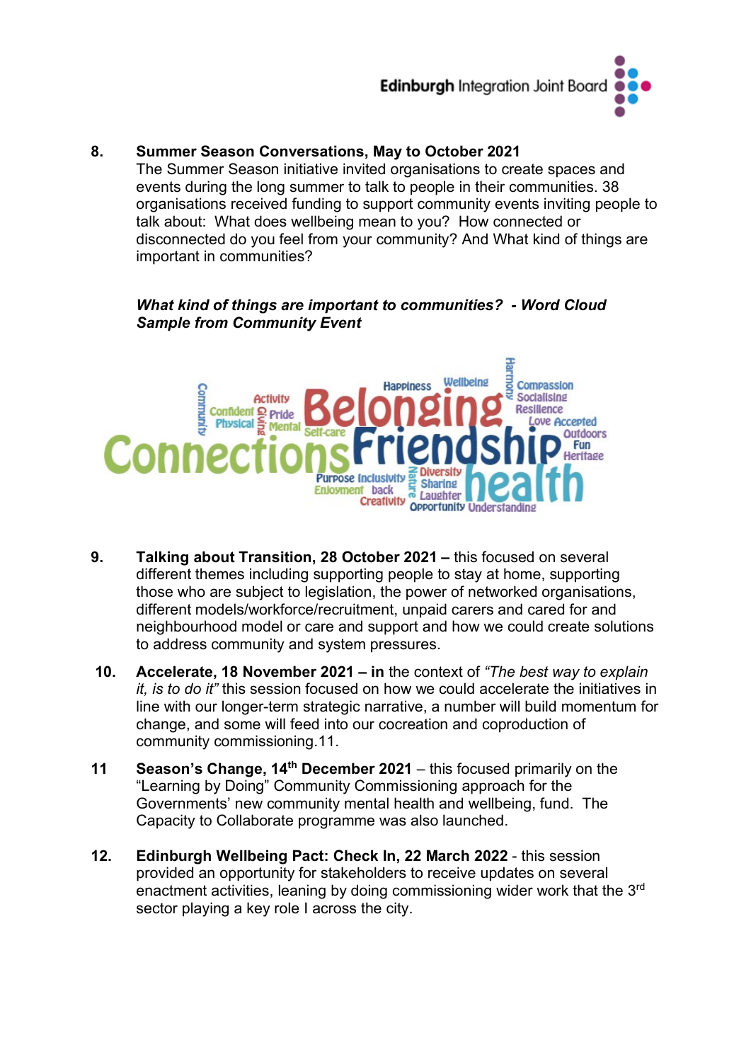8. **Summer Season Conversations, May to October 2021**
The Summer Season initiative invited organisations to create spaces and events during the long summer to talk to people in their communities. 38 organisations received funding to support community events inviting people to talk about: What does wellbeing mean to you? How connected or disconnected do you feel from your community? And What kind of things are important in communities?

***What kind of things are important to communities? - Word Cloud Sample from Community Event***

9. **Talking about Transition, 28 October 2021 –** this focused on several different themes including supporting people to stay at home, supporting those who are subject to legislation, the power of networked organisations, different models/workforce/recruitment, unpaid carers and cared for and neighbourhood model or care and support and how we could create solutions to address community and system pressures.

10. **Accelerate, 18 November 2021 – in** the context of *"The best way to explain it, is to do it"* this session focused on how we could accelerate the initiatives in line with our longer-term strategic narrative, a number will build momentum for change, and some will feed into our cocreation and coproduction of community commissioning.11.

11. **Season's Change, 14th December 2021** – this focused primarily on the "Learning by Doing" Community Commissioning approach for the Governments' new community mental health and wellbeing, fund. The Capacity to Collaborate programme was also launched.

12. **Edinburgh Wellbeing Pact: Check In, 22 March 2022** - this session provided an opportunity for stakeholders to receive updates on several enactment activities, leaning by doing commissioning wider work that the 3rd sector playing a key role I across the city.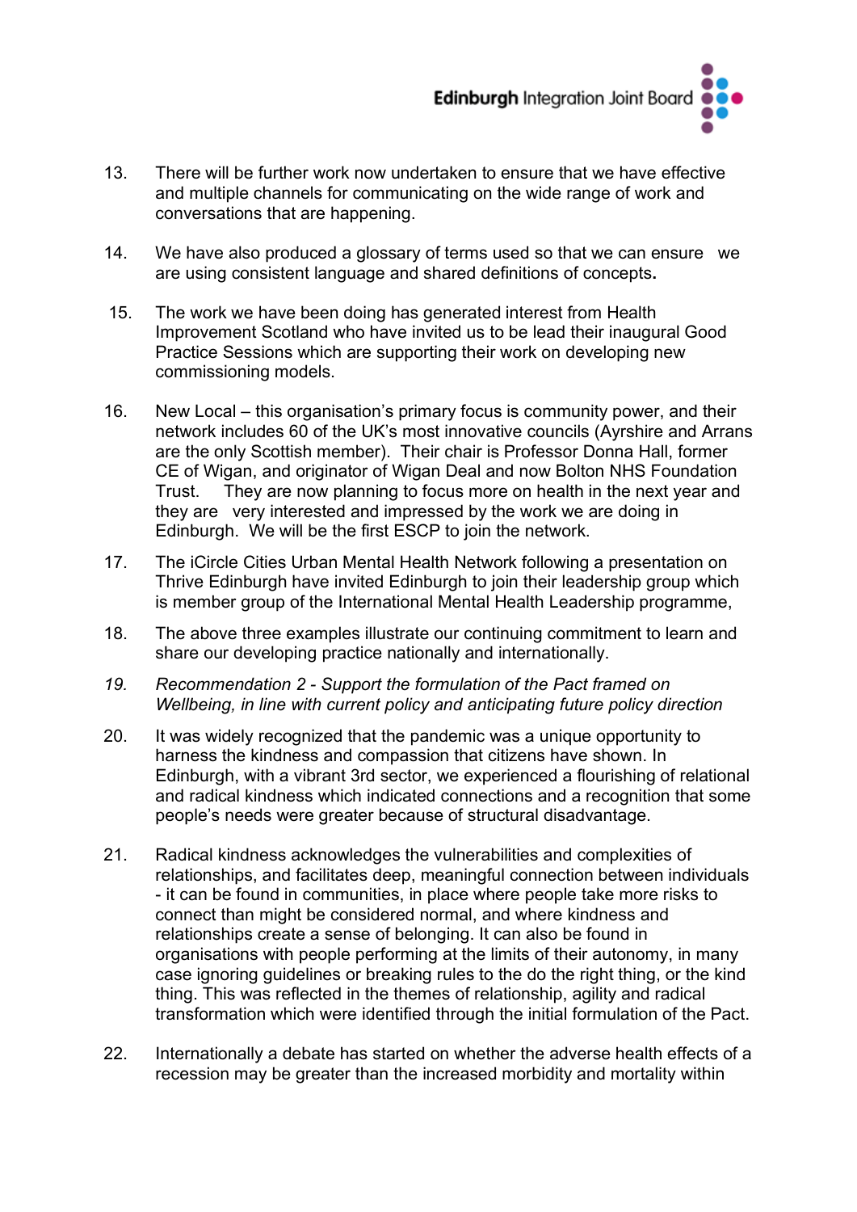13. There will be further work now undertaken to ensure that we have effective and multiple channels for communicating on the wide range of work and conversations that are happening.

14. We have also produced a glossary of terms used so that we can ensure we are using consistent language and shared definitions of concepts.

15. The work we have been doing has generated interest from Health Improvement Scotland who have invited us to be lead their inaugural Good Practice Sessions which are supporting their work on developing new commissioning models.

16. New Local – this organisation's primary focus is community power, and their network includes 60 of the UK's most innovative councils (Ayrshire and Arrans are the only Scottish member). Their chair is Professor Donna Hall, former CE of Wigan, and originator of Wigan Deal and now Bolton NHS Foundation Trust. They are now planning to focus more on health in the next year and they are very interested and impressed by the work we are doing in Edinburgh. We will be the first ESCP to join the network.

17. The iCircle Cities Urban Mental Health Network following a presentation on Thrive Edinburgh have invited Edinburgh to join their leadership group which is member group of the International Mental Health Leadership programme,

18. The above three examples illustrate our continuing commitment to learn and share our developing practice nationally and internationally.

19. *Recommendation 2 - Support the formulation of the Pact framed on Wellbeing, in line with current policy and anticipating future policy direction*

20. It was widely recognized that the pandemic was a unique opportunity to harness the kindness and compassion that citizens have shown. In Edinburgh, with a vibrant 3rd sector, we experienced a flourishing of relational and radical kindness which indicated connections and a recognition that some people's needs were greater because of structural disadvantage.

21. Radical kindness acknowledges the vulnerabilities and complexities of relationships, and facilitates deep, meaningful connection between individuals - it can be found in communities, in place where people take more risks to connect than might be considered normal, and where kindness and relationships create a sense of belonging. It can also be found in organisations with people performing at the limits of their autonomy, in many case ignoring guidelines or breaking rules to the do the right thing, or the kind thing. This was reflected in the themes of relationship, agility and radical transformation which were identified through the initial formulation of the Pact.

22. Internationally a debate has started on whether the adverse health effects of a recession may be greater than the increased morbidity and mortality within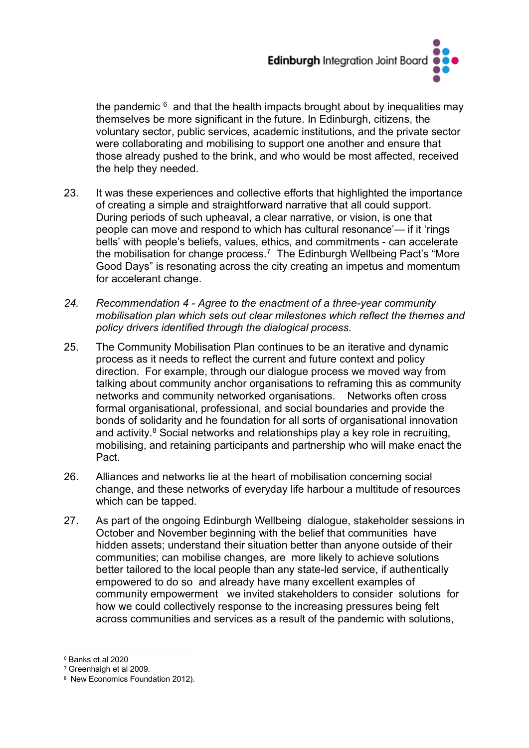the pandemic [6] and that the health impacts brought about by inequalities may themselves be more significant in the future. In Edinburgh, citizens, the voluntary sector, public services, academic institutions, and the private sector were collaborating and mobilising to support one another and ensure that those already pushed to the brink, and who would be most affected, received the help they needed.

23. It was these experiences and collective efforts that highlighted the importance of creating a simple and straightforward narrative that all could support. During periods of such upheaval, a clear narrative, or vision, is one that people can move and respond to which has cultural resonance'— if it 'rings bells' with people's beliefs, values, ethics, and commitments - can accelerate the mobilisation for change process.[7] The Edinburgh Wellbeing Pact's "More Good Days" is resonating across the city creating an impetus and momentum for accelerant change.

*24. Recommendation 4 - Agree to the enactment of a three-year community mobilisation plan which sets out clear milestones which reflect the themes and policy drivers identified through the dialogical process.*

25. The Community Mobilisation Plan continues to be an iterative and dynamic process as it needs to reflect the current and future context and policy direction. For example, through our dialogue process we moved way from talking about community anchor organisations to reframing this as community networks and community networked organisations. Networks often cross formal organisational, professional, and social boundaries and provide the bonds of solidarity and he foundation for all sorts of organisational innovation and activity.[8] Social networks and relationships play a key role in recruiting, mobilising, and retaining participants and partnership who will make enact the Pact.

26. Alliances and networks lie at the heart of mobilisation concerning social change, and these networks of everyday life harbour a multitude of resources which can be tapped.

27. As part of the ongoing Edinburgh Wellbeing dialogue, stakeholder sessions in October and November beginning with the belief that communities have hidden assets; understand their situation better than anyone outside of their communities; can mobilise changes, are more likely to achieve solutions better tailored to the local people than any state-led service, if authentically empowered to do so and already have many excellent examples of community empowerment we invited stakeholders to consider solutions for how we could collectively response to the increasing pressures being felt across communities and services as a result of the pandemic with solutions,

---

[6] Banks et al 2020

[7] Greenhaigh et al 2009.

[8] New Economics Foundation 2012).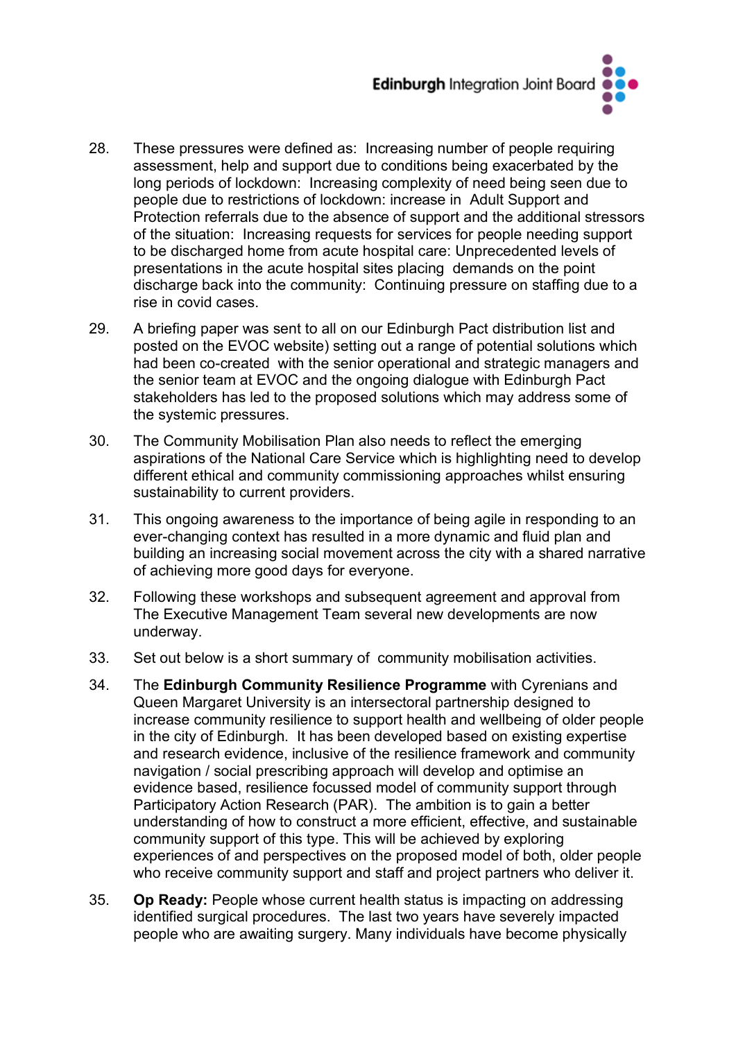28. These pressures were defined as: Increasing number of people requiring assessment, help and support due to conditions being exacerbated by the long periods of lockdown: Increasing complexity of need being seen due to people due to restrictions of lockdown: increase in Adult Support and Protection referrals due to the absence of support and the additional stressors of the situation: Increasing requests for services for people needing support to be discharged home from acute hospital care: Unprecedented levels of presentations in the acute hospital sites placing demands on the point discharge back into the community: Continuing pressure on staffing due to a rise in covid cases.

29. A briefing paper was sent to all on our Edinburgh Pact distribution list and posted on the EVOC website) setting out a range of potential solutions which had been co-created with the senior operational and strategic managers and the senior team at EVOC and the ongoing dialogue with Edinburgh Pact stakeholders has led to the proposed solutions which may address some of the systemic pressures.

30. The Community Mobilisation Plan also needs to reflect the emerging aspirations of the National Care Service which is highlighting need to develop different ethical and community commissioning approaches whilst ensuring sustainability to current providers.

31. This ongoing awareness to the importance of being agile in responding to an ever-changing context has resulted in a more dynamic and fluid plan and building an increasing social movement across the city with a shared narrative of achieving more good days for everyone.

32. Following these workshops and subsequent agreement and approval from The Executive Management Team several new developments are now underway.

33. Set out below is a short summary of community mobilisation activities.

34. The **Edinburgh Community Resilience Programme** with Cyrenians and Queen Margaret University is an intersectoral partnership designed to increase community resilience to support health and wellbeing of older people in the city of Edinburgh. It has been developed based on existing expertise and research evidence, inclusive of the resilience framework and community navigation / social prescribing approach will develop and optimise an evidence based, resilience focussed model of community support through Participatory Action Research (PAR). The ambition is to gain a better understanding of how to construct a more efficient, effective, and sustainable community support of this type. This will be achieved by exploring experiences of and perspectives on the proposed model of both, older people who receive community support and staff and project partners who deliver it.

35. **Op Ready:** People whose current health status is impacting on addressing identified surgical procedures. The last two years have severely impacted people who are awaiting surgery. Many individuals have become physically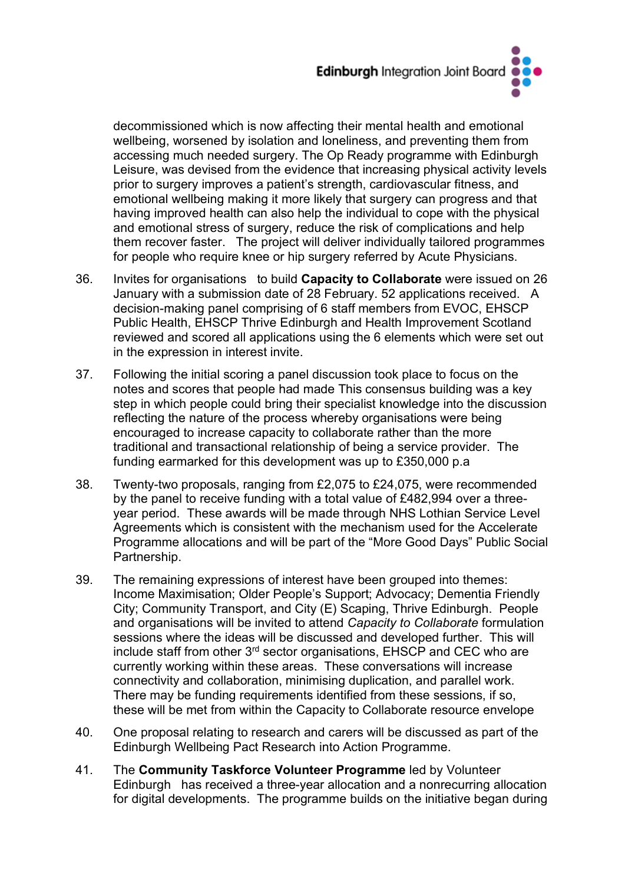decommissioned which is now affecting their mental health and emotional wellbeing, worsened by isolation and loneliness, and preventing them from accessing much needed surgery. The Op Ready programme with Edinburgh Leisure, was devised from the evidence that increasing physical activity levels prior to surgery improves a patient's strength, cardiovascular fitness, and emotional wellbeing making it more likely that surgery can progress and that having improved health can also help the individual to cope with the physical and emotional stress of surgery, reduce the risk of complications and help them recover faster. The project will deliver individually tailored programmes for people who require knee or hip surgery referred by Acute Physicians.

36. Invites for organisations to build **Capacity to Collaborate** were issued on 26 January with a submission date of 28 February. 52 applications received. A decision-making panel comprising of 6 staff members from EVOC, EHSCP Public Health, EHSCP Thrive Edinburgh and Health Improvement Scotland reviewed and scored all applications using the 6 elements which were set out in the expression in interest invite.

37. Following the initial scoring a panel discussion took place to focus on the notes and scores that people had made This consensus building was a key step in which people could bring their specialist knowledge into the discussion reflecting the nature of the process whereby organisations were being encouraged to increase capacity to collaborate rather than the more traditional and transactional relationship of being a service provider. The funding earmarked for this development was up to £350,000 p.a

38. Twenty-two proposals, ranging from £2,075 to £24,075, were recommended by the panel to receive funding with a total value of £482,994 over a three-year period. These awards will be made through NHS Lothian Service Level Agreements which is consistent with the mechanism used for the Accelerate Programme allocations and will be part of the "More Good Days" Public Social Partnership.

39. The remaining expressions of interest have been grouped into themes: Income Maximisation; Older People's Support; Advocacy; Dementia Friendly City; Community Transport, and City (E) Scaping, Thrive Edinburgh. People and organisations will be invited to attend *Capacity to Collaborate* formulation sessions where the ideas will be discussed and developed further. This will include staff from other 3rd sector organisations, EHSCP and CEC who are currently working within these areas. These conversations will increase connectivity and collaboration, minimising duplication, and parallel work. There may be funding requirements identified from these sessions, if so, these will be met from within the Capacity to Collaborate resource envelope

40. One proposal relating to research and carers will be discussed as part of the Edinburgh Wellbeing Pact Research into Action Programme.

41. The **Community Taskforce Volunteer Programme** led by Volunteer Edinburgh has received a three-year allocation and a nonrecurring allocation for digital developments. The programme builds on the initiative began during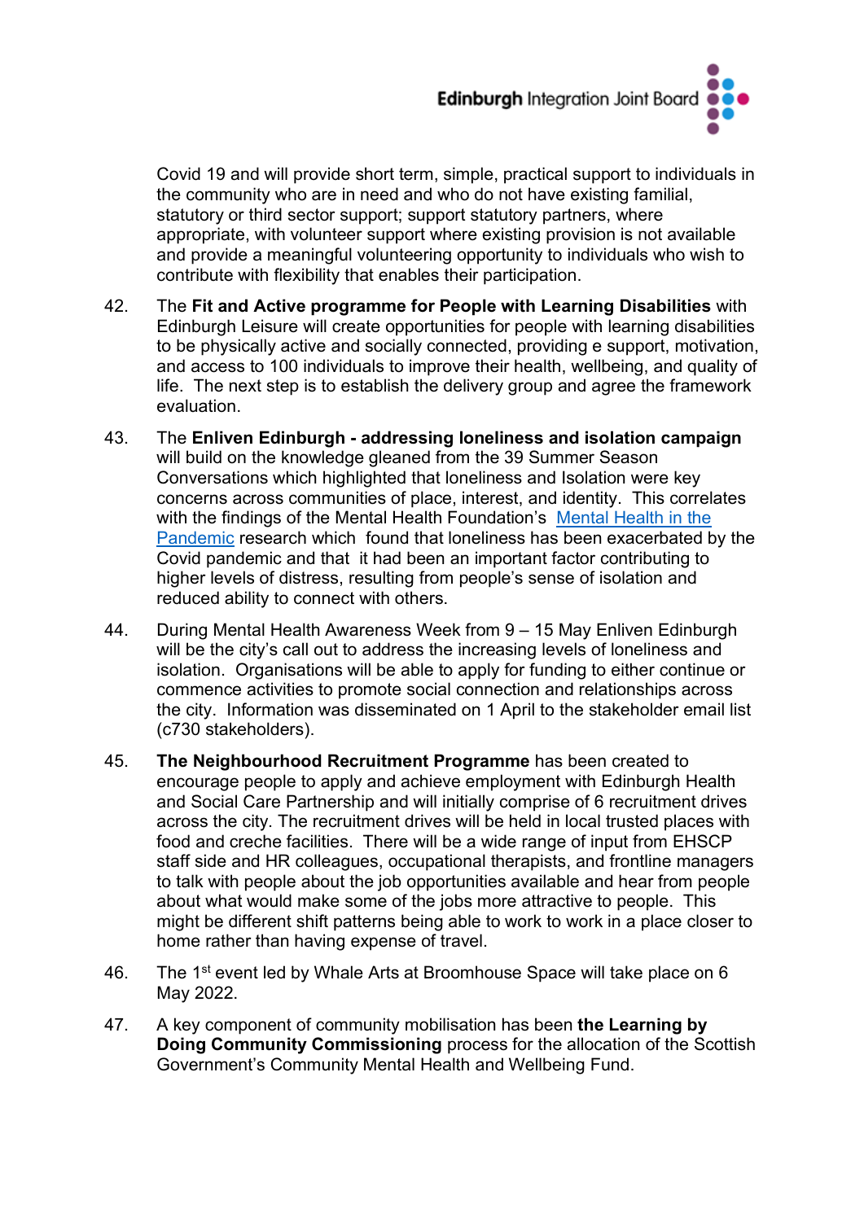Covid 19 and will provide short term, simple, practical support to individuals in the community who are in need and who do not have existing familial, statutory or third sector support; support statutory partners, where appropriate, with volunteer support where existing provision is not available and provide a meaningful volunteering opportunity to individuals who wish to contribute with flexibility that enables their participation.

42. The **Fit and Active programme for People with Learning Disabilities** with Edinburgh Leisure will create opportunities for people with learning disabilities to be physically active and socially connected, providing e support, motivation, and access to 100 individuals to improve their health, wellbeing, and quality of life. The next step is to establish the delivery group and agree the framework evaluation.

43. The **Enliven Edinburgh - addressing loneliness and isolation campaign** will build on the knowledge gleaned from the 39 Summer Season Conversations which highlighted that loneliness and Isolation were key concerns across communities of place, interest, and identity. This correlates with the findings of the Mental Health Foundation's Mental Health in the Pandemic research which found that loneliness has been exacerbated by the Covid pandemic and that it had been an important factor contributing to higher levels of distress, resulting from people's sense of isolation and reduced ability to connect with others.

44. During Mental Health Awareness Week from 9 – 15 May Enliven Edinburgh will be the city's call out to address the increasing levels of loneliness and isolation. Organisations will be able to apply for funding to either continue or commence activities to promote social connection and relationships across the city. Information was disseminated on 1 April to the stakeholder email list (c730 stakeholders).

45. **The Neighbourhood Recruitment Programme** has been created to encourage people to apply and achieve employment with Edinburgh Health and Social Care Partnership and will initially comprise of 6 recruitment drives across the city. The recruitment drives will be held in local trusted places with food and creche facilities. There will be a wide range of input from EHSCP staff side and HR colleagues, occupational therapists, and frontline managers to talk with people about the job opportunities available and hear from people about what would make some of the jobs more attractive to people. This might be different shift patterns being able to work to work in a place closer to home rather than having expense of travel.

46. The 1st event led by Whale Arts at Broomhouse Space will take place on 6 May 2022.

47. A key component of community mobilisation has been **the Learning by Doing Community Commissioning** process for the allocation of the Scottish Government's Community Mental Health and Wellbeing Fund.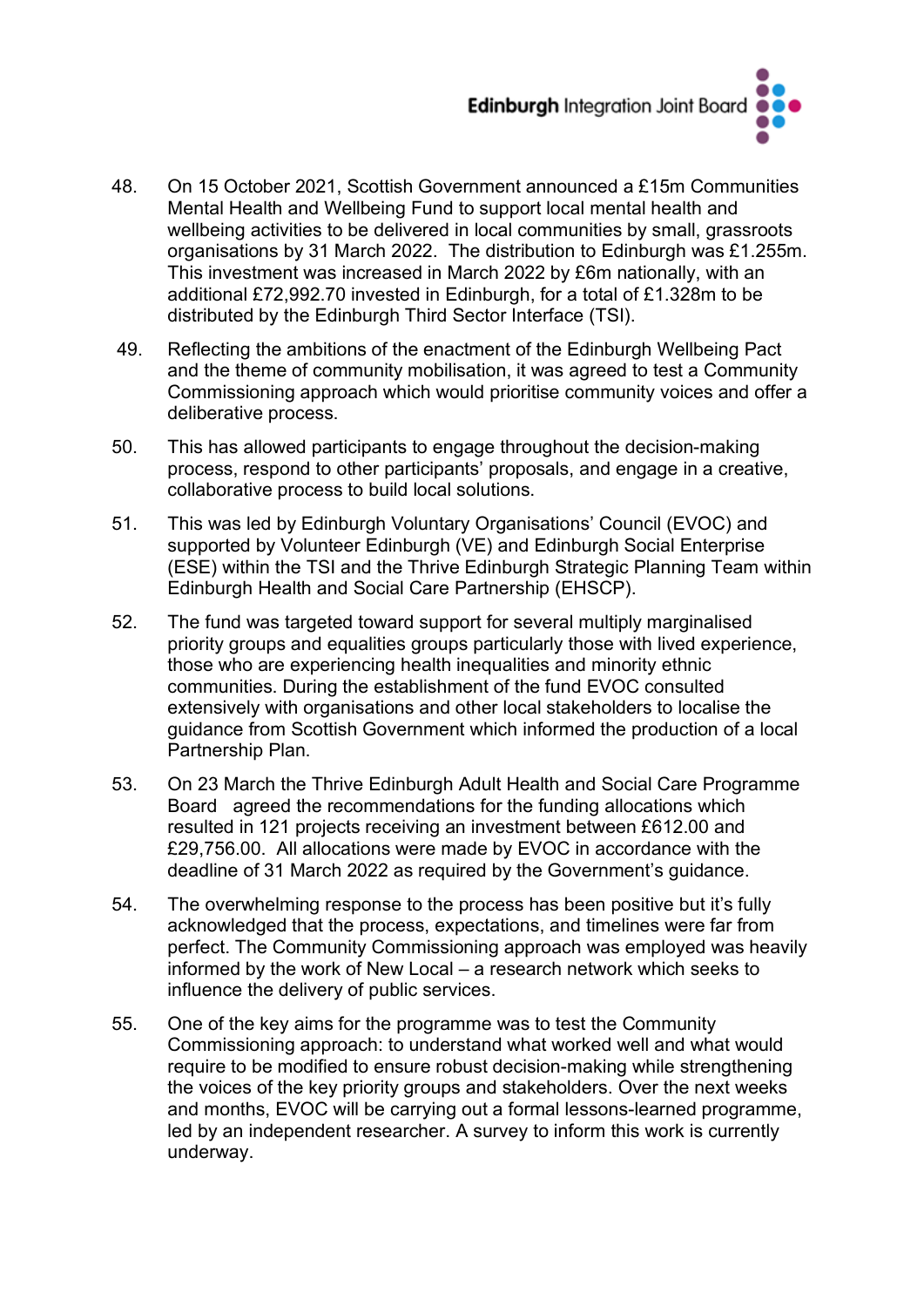48. On 15 October 2021, Scottish Government announced a £15m Communities Mental Health and Wellbeing Fund to support local mental health and wellbeing activities to be delivered in local communities by small, grassroots organisations by 31 March 2022. The distribution to Edinburgh was £1.255m. This investment was increased in March 2022 by £6m nationally, with an additional £72,992.70 invested in Edinburgh, for a total of £1.328m to be distributed by the Edinburgh Third Sector Interface (TSI).

49. Reflecting the ambitions of the enactment of the Edinburgh Wellbeing Pact and the theme of community mobilisation, it was agreed to test a Community Commissioning approach which would prioritise community voices and offer a deliberative process.

50. This has allowed participants to engage throughout the decision-making process, respond to other participants' proposals, and engage in a creative, collaborative process to build local solutions.

51. This was led by Edinburgh Voluntary Organisations' Council (EVOC) and supported by Volunteer Edinburgh (VE) and Edinburgh Social Enterprise (ESE) within the TSI and the Thrive Edinburgh Strategic Planning Team within Edinburgh Health and Social Care Partnership (EHSCP).

52. The fund was targeted toward support for several multiply marginalised priority groups and equalities groups particularly those with lived experience, those who are experiencing health inequalities and minority ethnic communities. During the establishment of the fund EVOC consulted extensively with organisations and other local stakeholders to localise the guidance from Scottish Government which informed the production of a local Partnership Plan.

53. On 23 March the Thrive Edinburgh Adult Health and Social Care Programme Board agreed the recommendations for the funding allocations which resulted in 121 projects receiving an investment between £612.00 and £29,756.00. All allocations were made by EVOC in accordance with the deadline of 31 March 2022 as required by the Government's guidance.

54. The overwhelming response to the process has been positive but it's fully acknowledged that the process, expectations, and timelines were far from perfect. The Community Commissioning approach was employed was heavily informed by the work of New Local – a research network which seeks to influence the delivery of public services.

55. One of the key aims for the programme was to test the Community Commissioning approach: to understand what worked well and what would require to be modified to ensure robust decision-making while strengthening the voices of the key priority groups and stakeholders. Over the next weeks and months, EVOC will be carrying out a formal lessons-learned programme, led by an independent researcher. A survey to inform this work is currently underway.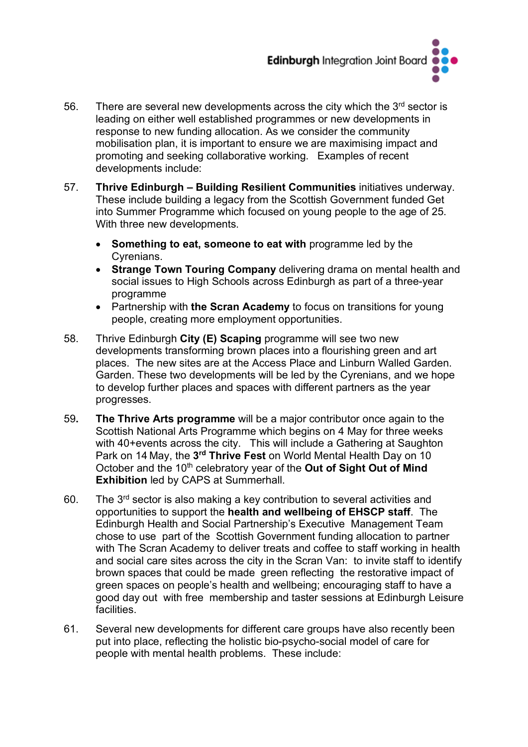56. There are several new developments across the city which the 3rd sector is leading on either well established programmes or new developments in response to new funding allocation. As we consider the community mobilisation plan, it is important to ensure we are maximising impact and promoting and seeking collaborative working. Examples of recent developments include:

57. **Thrive Edinburgh – Building Resilient Communities** initiatives underway. These include building a legacy from the Scottish Government funded Get into Summer Programme which focused on young people to the age of 25. With three new developments.

    - **Something to eat, someone to eat with** programme led by the Cyrenians.
    - **Strange Town Touring Company** delivering drama on mental health and social issues to High Schools across Edinburgh as part of a three-year programme
    - Partnership with **the Scran Academy** to focus on transitions for young people, creating more employment opportunities.

58. Thrive Edinburgh **City (E) Scaping** programme will see two new developments transforming brown places into a flourishing green and art places. The new sites are at the Access Place and Linburn Walled Garden. Garden. These two developments will be led by the Cyrenians, and we hope to develop further places and spaces with different partners as the year progresses.

59. **The Thrive Arts programme** will be a major contributor once again to the Scottish National Arts Programme which begins on 4 May for three weeks with 40+events across the city. This will include a Gathering at Saughton Park on 14 May, the **3rd Thrive Fest** on World Mental Health Day on 10 October and the 10th celebratory year of the **Out of Sight Out of Mind Exhibition** led by CAPS at Summerhall.

60. The 3rd sector is also making a key contribution to several activities and opportunities to support the **health and wellbeing of EHSCP staff**. The Edinburgh Health and Social Partnership's Executive Management Team chose to use part of the Scottish Government funding allocation to partner with The Scran Academy to deliver treats and coffee to staff working in health and social care sites across the city in the Scran Van: to invite staff to identify brown spaces that could be made green reflecting the restorative impact of green spaces on people's health and wellbeing; encouraging staff to have a good day out with free membership and taster sessions at Edinburgh Leisure facilities.

61. Several new developments for different care groups have also recently been put into place, reflecting the holistic bio-psycho-social model of care for people with mental health problems. These include: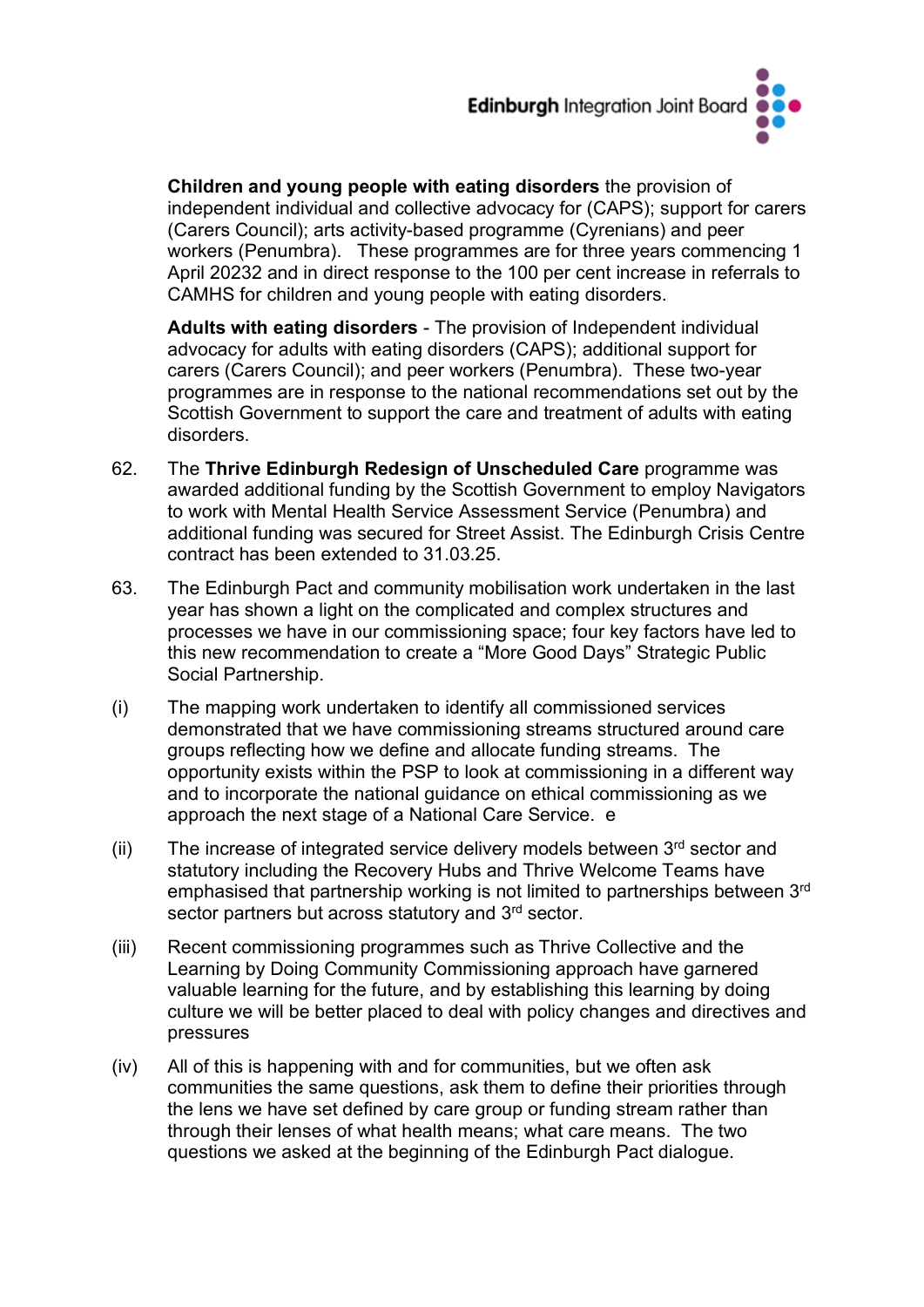**Children and young people with eating disorders** the provision of independent individual and collective advocacy for (CAPS); support for carers (Carers Council); arts activity-based programme (Cyrenians) and peer workers (Penumbra). These programmes are for three years commencing 1 April 20232 and in direct response to the 100 per cent increase in referrals to CAMHS for children and young people with eating disorders.

**Adults with eating disorders** - The provision of Independent individual advocacy for adults with eating disorders (CAPS); additional support for carers (Carers Council); and peer workers (Penumbra). These two-year programmes are in response to the national recommendations set out by the Scottish Government to support the care and treatment of adults with eating disorders.

62. The **Thrive Edinburgh Redesign of Unscheduled Care** programme was awarded additional funding by the Scottish Government to employ Navigators to work with Mental Health Service Assessment Service (Penumbra) and additional funding was secured for Street Assist. The Edinburgh Crisis Centre contract has been extended to 31.03.25.

63. The Edinburgh Pact and community mobilisation work undertaken in the last year has shown a light on the complicated and complex structures and processes we have in our commissioning space; four key factors have led to this new recommendation to create a "More Good Days" Strategic Public Social Partnership.

(i) The mapping work undertaken to identify all commissioned services demonstrated that we have commissioning streams structured around care groups reflecting how we define and allocate funding streams. The opportunity exists within the PSP to look at commissioning in a different way and to incorporate the national guidance on ethical commissioning as we approach the next stage of a National Care Service. e

(ii) The increase of integrated service delivery models between 3rd sector and statutory including the Recovery Hubs and Thrive Welcome Teams have emphasised that partnership working is not limited to partnerships between 3rd sector partners but across statutory and 3rd sector.

(iii) Recent commissioning programmes such as Thrive Collective and the Learning by Doing Community Commissioning approach have garnered valuable learning for the future, and by establishing this learning by doing culture we will be better placed to deal with policy changes and directives and pressures

(iv) All of this is happening with and for communities, but we often ask communities the same questions, ask them to define their priorities through the lens we have set defined by care group or funding stream rather than through their lenses of what health means; what care means. The two questions we asked at the beginning of the Edinburgh Pact dialogue.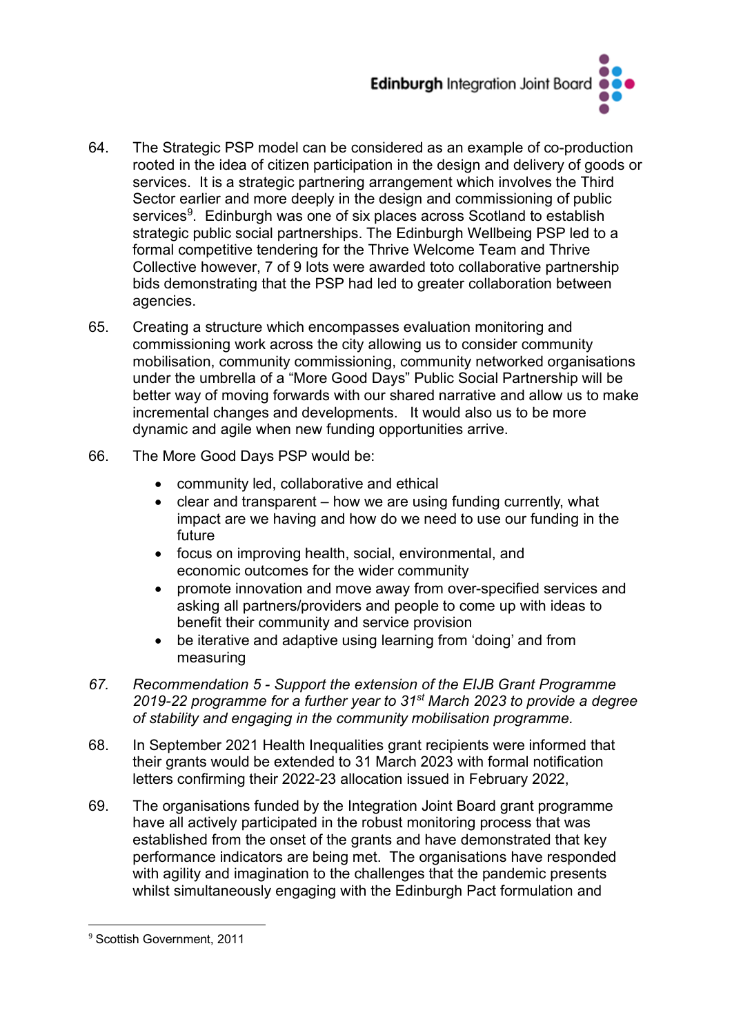64. The Strategic PSP model can be considered as an example of co-production rooted in the idea of citizen participation in the design and delivery of goods or services. It is a strategic partnering arrangement which involves the Third Sector earlier and more deeply in the design and commissioning of public services[9]. Edinburgh was one of six places across Scotland to establish strategic public social partnerships. The Edinburgh Wellbeing PSP led to a formal competitive tendering for the Thrive Welcome Team and Thrive Collective however, 7 of 9 lots were awarded toto collaborative partnership bids demonstrating that the PSP had led to greater collaboration between agencies.

65. Creating a structure which encompasses evaluation monitoring and commissioning work across the city allowing us to consider community mobilisation, community commissioning, community networked organisations under the umbrella of a "More Good Days" Public Social Partnership will be better way of moving forwards with our shared narrative and allow us to make incremental changes and developments. It would also us to be more dynamic and agile when new funding opportunities arrive.

66. The More Good Days PSP would be:

- community led, collaborative and ethical
- clear and transparent – how we are using funding currently, what impact are we having and how do we need to use our funding in the future
- focus on improving health, social, environmental, and economic outcomes for the wider community
- promote innovation and move away from over-specified services and asking all partners/providers and people to come up with ideas to benefit their community and service provision
- be iterative and adaptive using learning from 'doing' and from measuring

*67. Recommendation 5 - Support the extension of the EIJB Grant Programme 2019-22 programme for a further year to 31st March 2023 to provide a degree of stability and engaging in the community mobilisation programme.*

68. In September 2021 Health Inequalities grant recipients were informed that their grants would be extended to 31 March 2023 with formal notification letters confirming their 2022-23 allocation issued in February 2022,

69. The organisations funded by the Integration Joint Board grant programme have all actively participated in the robust monitoring process that was established from the onset of the grants and have demonstrated that key performance indicators are being met. The organisations have responded with agility and imagination to the challenges that the pandemic presents whilst simultaneously engaging with the Edinburgh Pact formulation and

[9] Scottish Government, 2011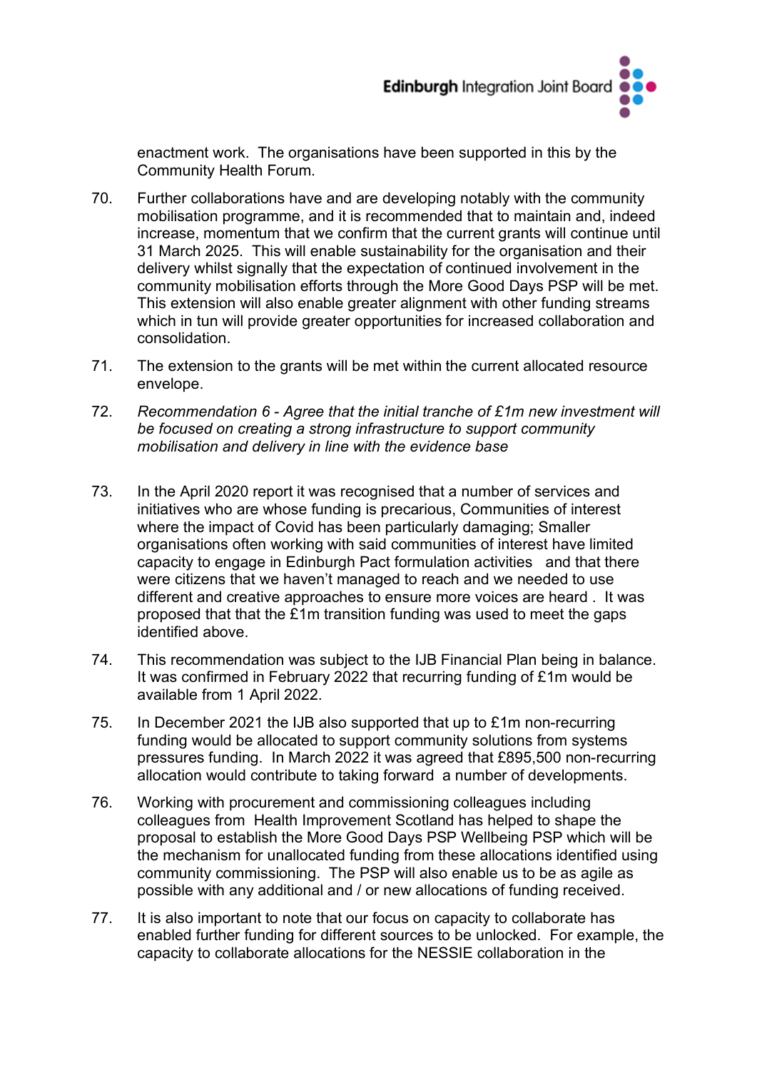enactment work. The organisations have been supported in this by the Community Health Forum.

70. Further collaborations have and are developing notably with the community mobilisation programme, and it is recommended that to maintain and, indeed increase, momentum that we confirm that the current grants will continue until 31 March 2025. This will enable sustainability for the organisation and their delivery whilst signally that the expectation of continued involvement in the community mobilisation efforts through the More Good Days PSP will be met. This extension will also enable greater alignment with other funding streams which in tun will provide greater opportunities for increased collaboration and consolidation.

71. The extension to the grants will be met within the current allocated resource envelope.

72. *Recommendation 6 - Agree that the initial tranche of £1m new investment will be focused on creating a strong infrastructure to support community mobilisation and delivery in line with the evidence base*

73. In the April 2020 report it was recognised that a number of services and initiatives who are whose funding is precarious, Communities of interest where the impact of Covid has been particularly damaging; Smaller organisations often working with said communities of interest have limited capacity to engage in Edinburgh Pact formulation activities and that there were citizens that we haven't managed to reach and we needed to use different and creative approaches to ensure more voices are heard . It was proposed that that the £1m transition funding was used to meet the gaps identified above.

74. This recommendation was subject to the IJB Financial Plan being in balance. It was confirmed in February 2022 that recurring funding of £1m would be available from 1 April 2022.

75. In December 2021 the IJB also supported that up to £1m non-recurring funding would be allocated to support community solutions from systems pressures funding. In March 2022 it was agreed that £895,500 non-recurring allocation would contribute to taking forward a number of developments.

76. Working with procurement and commissioning colleagues including colleagues from Health Improvement Scotland has helped to shape the proposal to establish the More Good Days PSP Wellbeing PSP which will be the mechanism for unallocated funding from these allocations identified using community commissioning. The PSP will also enable us to be as agile as possible with any additional and / or new allocations of funding received.

77. It is also important to note that our focus on capacity to collaborate has enabled further funding for different sources to be unlocked. For example, the capacity to collaborate allocations for the NESSIE collaboration in the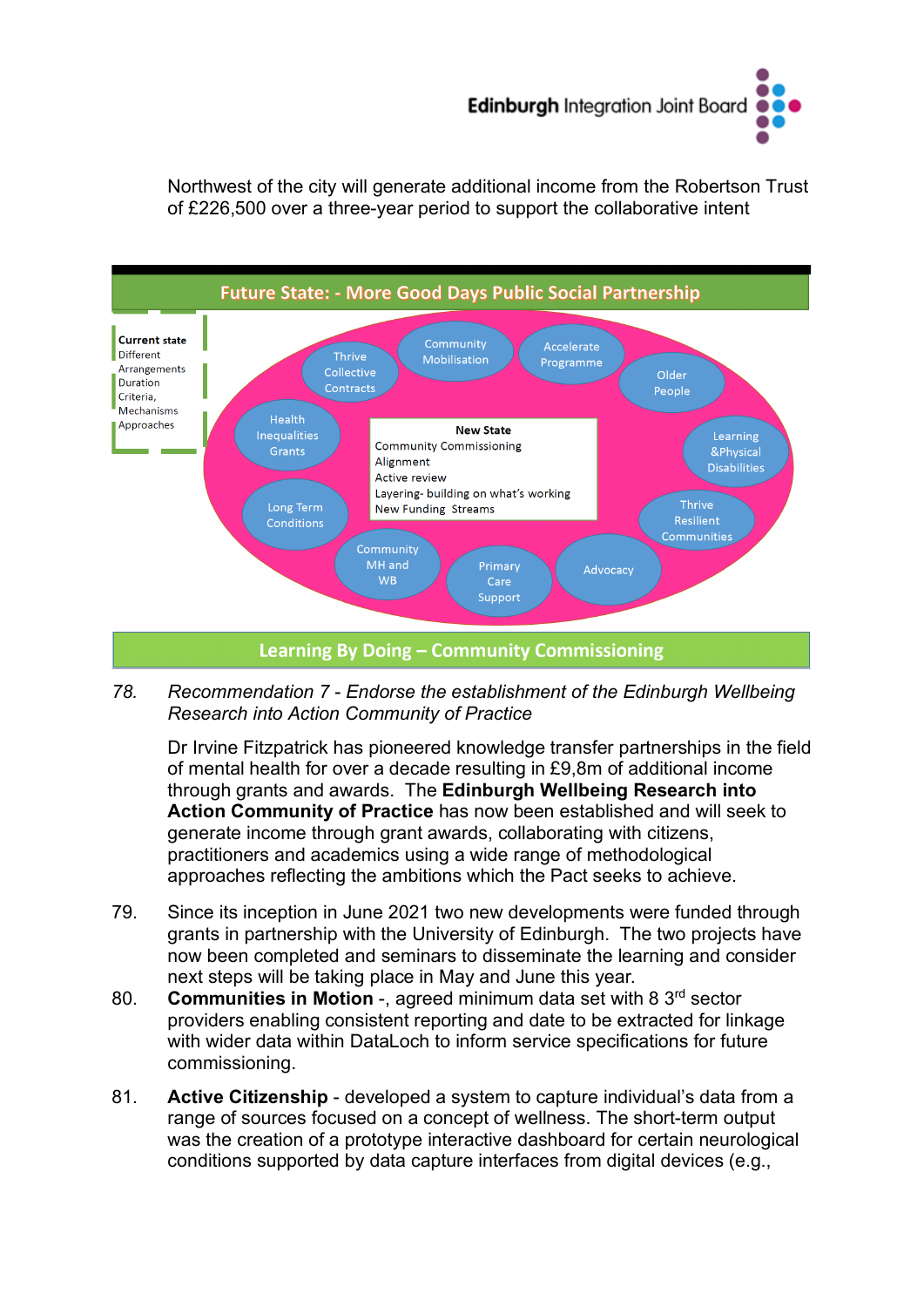Northwest of the city will generate additional income from the Robertson Trust of £226,500 over a three-year period to support the collaborative intent

**Future State: - More Good Days Public Social Partnership**

Current state
Different
Arrangements
Duration
Criteria,
Mechanisms
Approaches

Thrive Collective Contracts

Community Mobilisation

Accelerate Programme

Older People

Health Inequalities Grants

New State
Community Commissioning
Alignment
Active review
Layering- building on what's working
New Funding Streams

Learning &Physical Disabilities

Long Term Conditions

Thrive Resilient Communities

Community MH and WB

Primary Care Support

Advocacy

**Learning By Doing – Community Commissioning**

78. *Recommendation 7 - Endorse the establishment of the Edinburgh Wellbeing Research into Action Community of Practice*

Dr Irvine Fitzpatrick has pioneered knowledge transfer partnerships in the field of mental health for over a decade resulting in £9,8m of additional income through grants and awards. The **Edinburgh Wellbeing Research into Action Community of Practice** has now been established and will seek to generate income through grant awards, collaborating with citizens, practitioners and academics using a wide range of methodological approaches reflecting the ambitions which the Pact seeks to achieve.

79. Since its inception in June 2021 two new developments were funded through grants in partnership with the University of Edinburgh. The two projects have now been completed and seminars to disseminate the learning and consider next steps will be taking place in May and June this year.

80. **Communities in Motion** -, agreed minimum data set with 8 3rd sector providers enabling consistent reporting and date to be extracted for linkage with wider data within DataLoch to inform service specifications for future commissioning.

81. **Active Citizenship** - developed a system to capture individual's data from a range of sources focused on a concept of wellness. The short-term output was the creation of a prototype interactive dashboard for certain neurological conditions supported by data capture interfaces from digital devices (e.g.,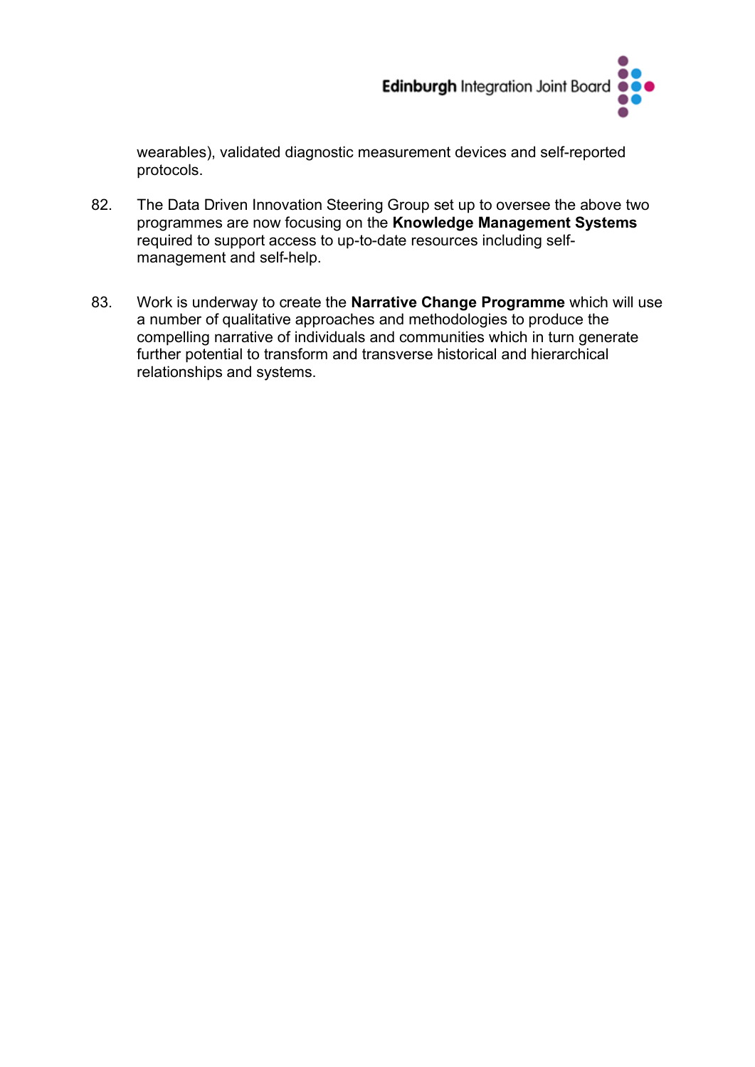wearables), validated diagnostic measurement devices and self-reported protocols.

82. The Data Driven Innovation Steering Group set up to oversee the above two programmes are now focusing on the **Knowledge Management Systems** required to support access to up-to-date resources including self-management and self-help.

83. Work is underway to create the **Narrative Change Programme** which will use a number of qualitative approaches and methodologies to produce the compelling narrative of individuals and communities which in turn generate further potential to transform and transverse historical and hierarchical relationships and systems.